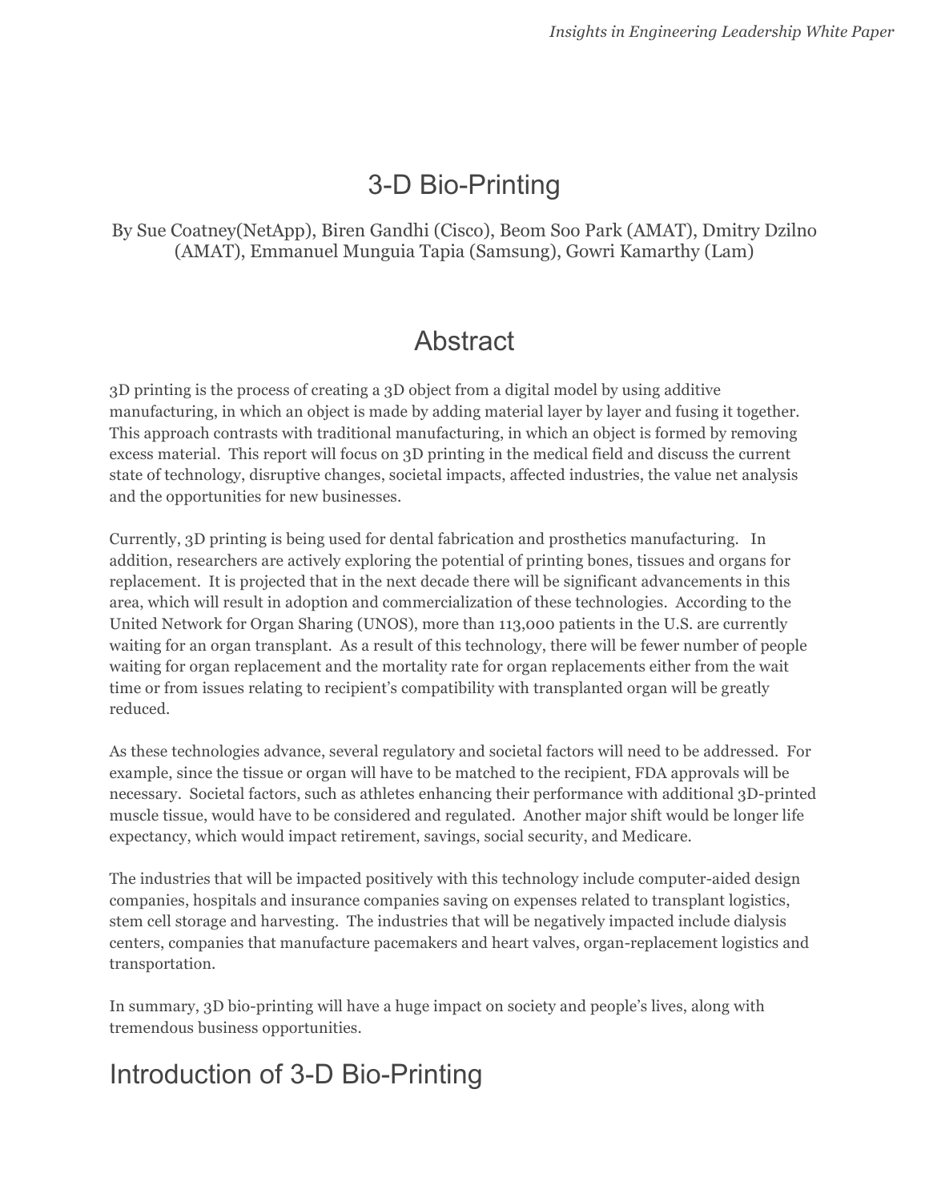# 3-D Bio-Printing

By Sue Coatney(NetApp), Biren Gandhi (Cisco), Beom Soo Park (AMAT), Dmitry Dzilno (AMAT), Emmanuel Munguia Tapia (Samsung), Gowri Kamarthy (Lam)

## Abstract

3D printing is the process of creating a 3D object from a digital model by using additive manufacturing, in which an object is made by adding material layer by layer and fusing it together. This approach contrasts with traditional manufacturing, in which an object is formed by removing excess material. This report will focus on 3D printing in the medical field and discuss the current state of technology, disruptive changes, societal impacts, affected industries, the value net analysis and the opportunities for new businesses.

Currently, 3D printing is being used for dental fabrication and prosthetics manufacturing. In addition, researchers are actively exploring the potential of printing bones, tissues and organs for replacement. It is projected that in the next decade there will be significant advancements in this area, which will result in adoption and commercialization of these technologies. According to the United Network for Organ Sharing (UNOS), more than 113,000 patients in the U.S. are currently waiting for an organ transplant. As a result of this technology, there will be fewer number of people waiting for organ replacement and the mortality rate for organ replacements either from the wait time or from issues relating to recipient's compatibility with transplanted organ will be greatly reduced.

As these technologies advance, several regulatory and societal factors will need to be addressed. For example, since the tissue or organ will have to be matched to the recipient, FDA approvals will be necessary. Societal factors, such as athletes enhancing their performance with additional 3D-printed muscle tissue, would have to be considered and regulated. Another major shift would be longer life expectancy, which would impact retirement, savings, social security, and Medicare.

The industries that will be impacted positively with this technology include computer-aided design companies, hospitals and insurance companies saving on expenses related to transplant logistics, stem cell storage and harvesting. The industries that will be negatively impacted include dialysis centers, companies that manufacture pacemakers and heart valves, organ-replacement logistics and transportation.

In summary, 3D bio-printing will have a huge impact on society and people's lives, along with tremendous business opportunities.

## Introduction of 3-D Bio-Printing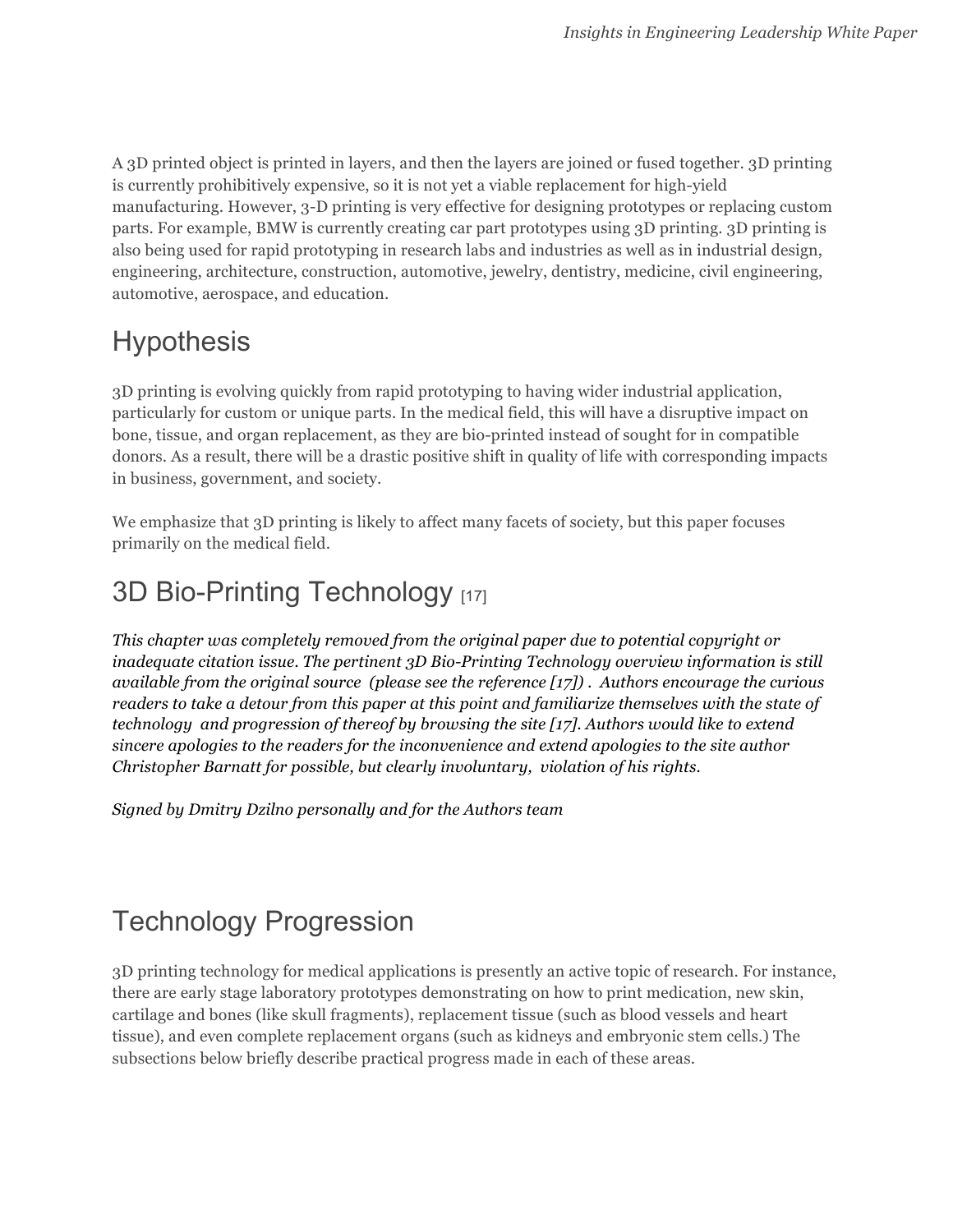A 3D printed object is printed in layers, and then the layers are joined or fused together. 3D printing is currently prohibitively expensive, so it is not yet a viable replacement for high-yield manufacturing. However, 3-D printing is very effective for designing prototypes or replacing custom parts. For example, BMW is currently creating car part prototypes using 3D printing. 3D printing is also being used for rapid prototyping in research labs and industries as well as in industrial design, engineering, architecture, construction, automotive, jewelry, dentistry, medicine, civil engineering, automotive, aerospace, and education.

## Hypothesis

3D printing is evolving quickly from rapid prototyping to having wider industrial application, particularly for custom or unique parts. In the medical field, this will have a disruptive impact on bone, tissue, and organ replacement, as they are bio-printed instead of sought for in compatible donors. As a result, there will be a drastic positive shift in quality of life with corresponding impacts in business, government, and society.

We emphasize that 3D printing is likely to affect many facets of society, but this paper focuses primarily on the medical field.

## 3D Bio-Printing Technology [17]

*This chapter was completely removed from the original paper due to potential copyright or inadequate citation issue. The pertinent 3D Bio-Printing Technology overview information is still available from the original source (please see the reference [17]) . Authors encourage the curious readers to take a detour from this paper at this point and familiarize themselves with the state of technology and progression of thereof by browsing the site [17]. Authors would like to extend sincere apologies to the readers for the inconvenience and extend apologies to the site author Christopher Barnatt for possible, but clearly involuntary, violation of his rights.*

*Signed by Dmitry Dzilno personally and for the Authors team*

## Technology Progression

3D printing technology for medical applications is presently an active topic of research. For instance, there are early stage laboratory prototypes demonstrating on how to print medication, new skin, cartilage and bones (like skull fragments), replacement tissue (such as blood vessels and heart tissue), and even complete replacement organs (such as kidneys and embryonic stem cells.) The subsections below briefly describe practical progress made in each of these areas.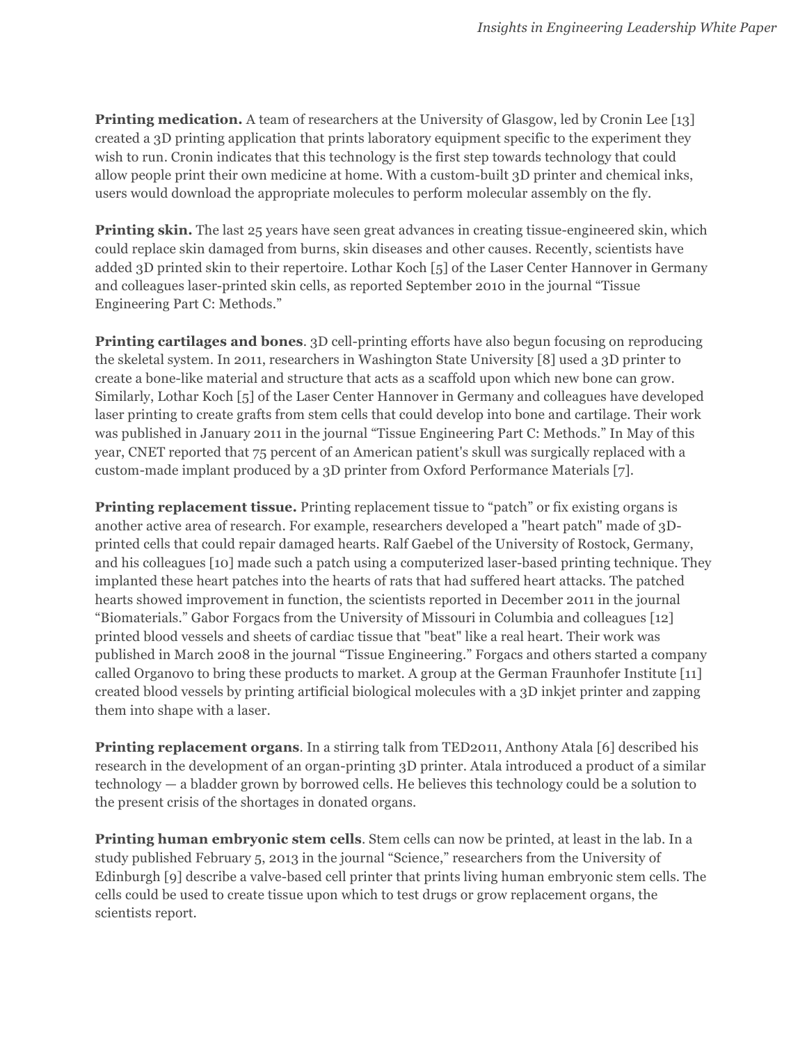**Printing medication.** A team of researchers at the University of Glasgow, led by Cronin Lee [13] created a 3D printing application that prints laboratory equipment specific to the experiment they wish to run. Cronin indicates that this technology is the first step towards technology that could allow people print their own medicine at home. With a custom-built 3D printer and chemical inks, users would download the appropriate molecules to perform molecular assembly on the fly.

**Printing skin.** The last 25 years have seen great advances in creating tissue-engineered skin, which could replace skin damaged from burns, skin diseases and other causes. Recently, scientists have added 3D printed skin to their repertoire. Lothar Koch [5] of the Laser Center Hannover in Germany and colleagues laser-printed skin cells, as reported September 2010 in the journal "Tissue Engineering Part C: Methods."

**Printing cartilages and bones**. 3D cell-printing efforts have also begun focusing on reproducing the skeletal system. In 2011, researchers in Washington State University [8] used a 3D printer to create a bone-like material and structure that acts as a scaffold upon which new bone can grow. Similarly, Lothar Koch [5] of the Laser Center Hannover in Germany and colleagues have developed laser printing to create grafts from stem cells that could develop into bone and cartilage. Their work was published in January 2011 in the journal "Tissue Engineering Part C: Methods." In May of this year, CNET reported that 75 percent of an American patient's skull was surgically replaced with a custom-made implant produced by a 3D printer from Oxford Performance Materials [7].

**Printing replacement tissue.** Printing replacement tissue to "patch" or fix existing organs is another active area of research. For example, researchers developed a "heart patch" made of 3D-printed cells that could repair damaged hearts. Ralf Gaebel of the University of Rostock, Germany, and his colleagues [10] made such a patch using a computerized laser-based printing technique. They implanted these heart patches into the hearts of rats that had suffered heart attacks. The patched hearts showed improvement in function, the scientists reported in December 2011 in the journal "Biomaterials." Gabor Forgacs from the University of Missouri in Columbia and colleagues [12] printed blood vessels and sheets of cardiac tissue that "beat" like a real heart. Their work was published in March 2008 in the journal "Tissue Engineering." Forgacs and others started a company called Organovo to bring these products to market. A group at the German Fraunhofer Institute [11] created blood vessels by printing artificial biological molecules with a 3D inkjet printer and zapping them into shape with a laser.

**Printing replacement organs**. In a stirring talk from TED2011, Anthony Atala [6] described his research in the development of an organ-printing 3D printer. Atala introduced a product of a similar technology — a bladder grown by borrowed cells. He believes this technology could be a solution to the present crisis of the shortages in donated organs.

**Printing human embryonic stem cells**. Stem cells can now be printed, at least in the lab. In a study published February 5, 2013 in the journal "Science," researchers from the University of Edinburgh [9] describe a valve-based cell printer that prints living human embryonic stem cells. The cells could be used to create tissue upon which to test drugs or grow replacement organs, the scientists report.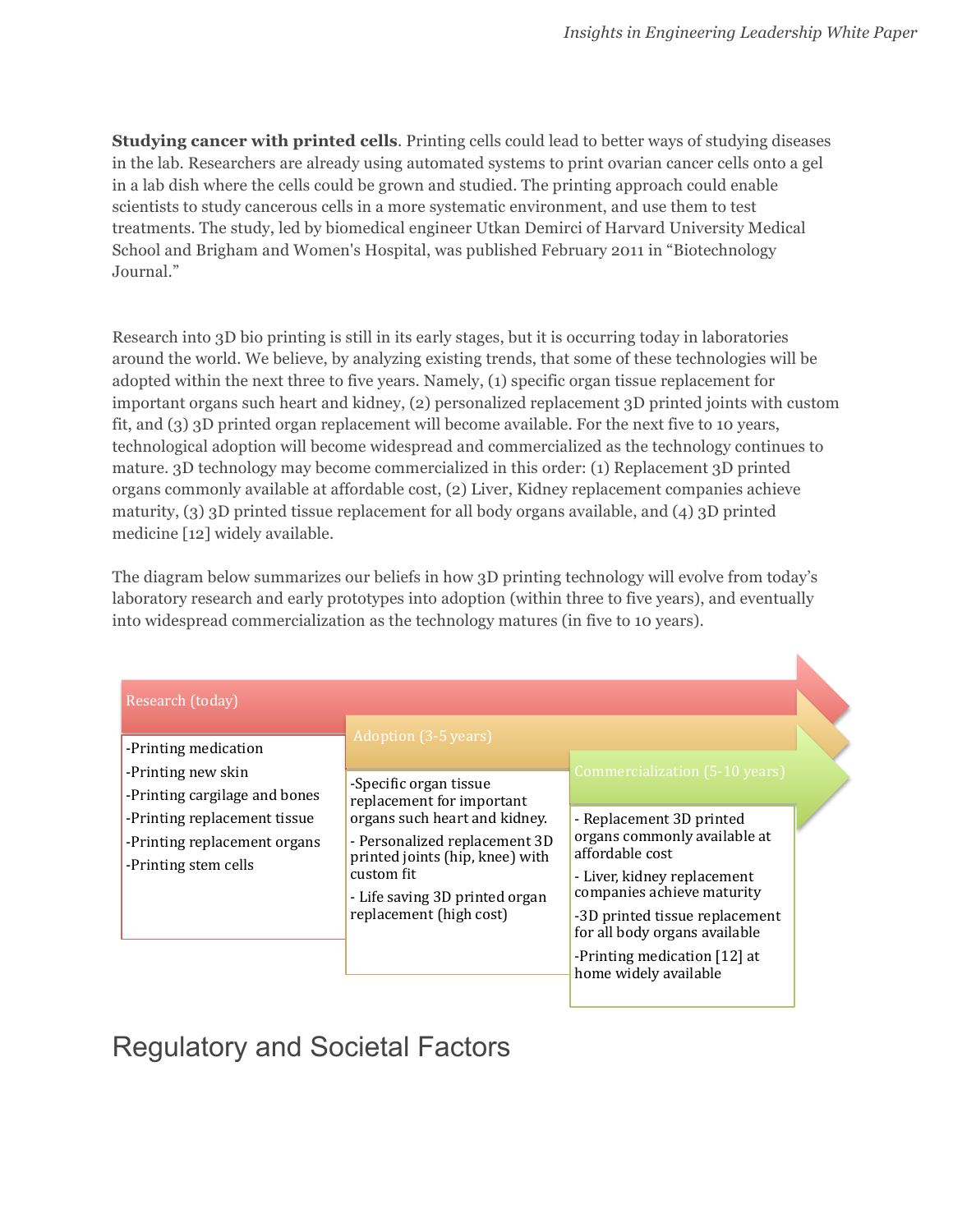**Studying cancer with printed cells**. Printing cells could lead to better ways of studying diseases in the lab. Researchers are already using automated systems to print ovarian cancer cells onto a gel in a lab dish where the cells could be grown and studied. The printing approach could enable scientists to study cancerous cells in a more systematic environment, and use them to test treatments. The study, led by biomedical engineer Utkan Demirci of Harvard University Medical School and Brigham and Women's Hospital, was published February 2011 in "Biotechnology Journal."

Research into 3D bio printing is still in its early stages, but it is occurring today in laboratories around the world. We believe, by analyzing existing trends, that some of these technologies will be adopted within the next three to five years. Namely, (1) specific organ tissue replacement for important organs such heart and kidney, (2) personalized replacement 3D printed joints with custom fit, and (3) 3D printed organ replacement will become available. For the next five to 10 years, technological adoption will become widespread and commercialized as the technology continues to mature. 3D technology may become commercialized in this order: (1) Replacement 3D printed organs commonly available at affordable cost, (2) Liver, Kidney replacement companies achieve maturity, (3) 3D printed tissue replacement for all body organs available, and (4) 3D printed medicine [12] widely available.

The diagram below summarizes our beliefs in how 3D printing technology will evolve from today's laboratory research and early prototypes into adoption (within three to five years), and eventually into widespread commercialization as the technology matures (in five to 10 years).

| Research (today) | Adoption (3-5 years) | Commercialization (5-10 years) |
|---|---|---|
| -Printing medication<br>-Printing new skin<br>-Printing cargilage and bones<br>-Printing replacement tissue<br>-Printing replacement organs<br>-Printing stem cells | -Specific organ tissue replacement for important organs such heart and kidney.<br>- Personalized replacement 3D printed joints (hip, knee) with custom fit<br>- Life saving 3D printed organ replacement (high cost) | - Replacement 3D printed organs commonly available at affordable cost<br>- Liver, kidney replacement companies achieve maturity<br>-3D printed tissue replacement for all body organs available<br>-Printing medication [12] at home widely available |

# Regulatory and Societal Factors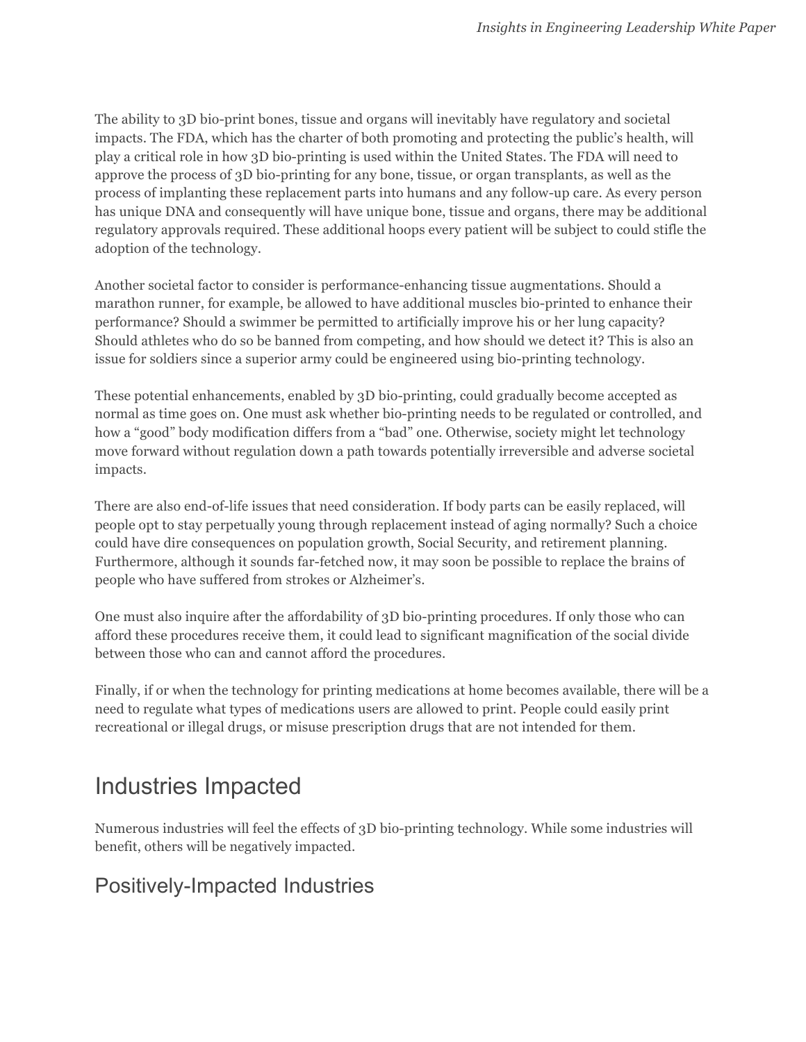The ability to 3D bio-print bones, tissue and organs will inevitably have regulatory and societal impacts. The FDA, which has the charter of both promoting and protecting the public's health, will play a critical role in how 3D bio-printing is used within the United States. The FDA will need to approve the process of 3D bio-printing for any bone, tissue, or organ transplants, as well as the process of implanting these replacement parts into humans and any follow-up care. As every person has unique DNA and consequently will have unique bone, tissue and organs, there may be additional regulatory approvals required. These additional hoops every patient will be subject to could stifle the adoption of the technology.

Another societal factor to consider is performance-enhancing tissue augmentations. Should a marathon runner, for example, be allowed to have additional muscles bio-printed to enhance their performance? Should a swimmer be permitted to artificially improve his or her lung capacity? Should athletes who do so be banned from competing, and how should we detect it? This is also an issue for soldiers since a superior army could be engineered using bio-printing technology.

These potential enhancements, enabled by 3D bio-printing, could gradually become accepted as normal as time goes on. One must ask whether bio-printing needs to be regulated or controlled, and how a "good" body modification differs from a "bad" one. Otherwise, society might let technology move forward without regulation down a path towards potentially irreversible and adverse societal impacts.

There are also end-of-life issues that need consideration. If body parts can be easily replaced, will people opt to stay perpetually young through replacement instead of aging normally? Such a choice could have dire consequences on population growth, Social Security, and retirement planning. Furthermore, although it sounds far-fetched now, it may soon be possible to replace the brains of people who have suffered from strokes or Alzheimer's.

One must also inquire after the affordability of 3D bio-printing procedures. If only those who can afford these procedures receive them, it could lead to significant magnification of the social divide between those who can and cannot afford the procedures.

Finally, if or when the technology for printing medications at home becomes available, there will be a need to regulate what types of medications users are allowed to print. People could easily print recreational or illegal drugs, or misuse prescription drugs that are not intended for them.

# Industries Impacted

Numerous industries will feel the effects of 3D bio-printing technology. While some industries will benefit, others will be negatively impacted.

## Positively-Impacted Industries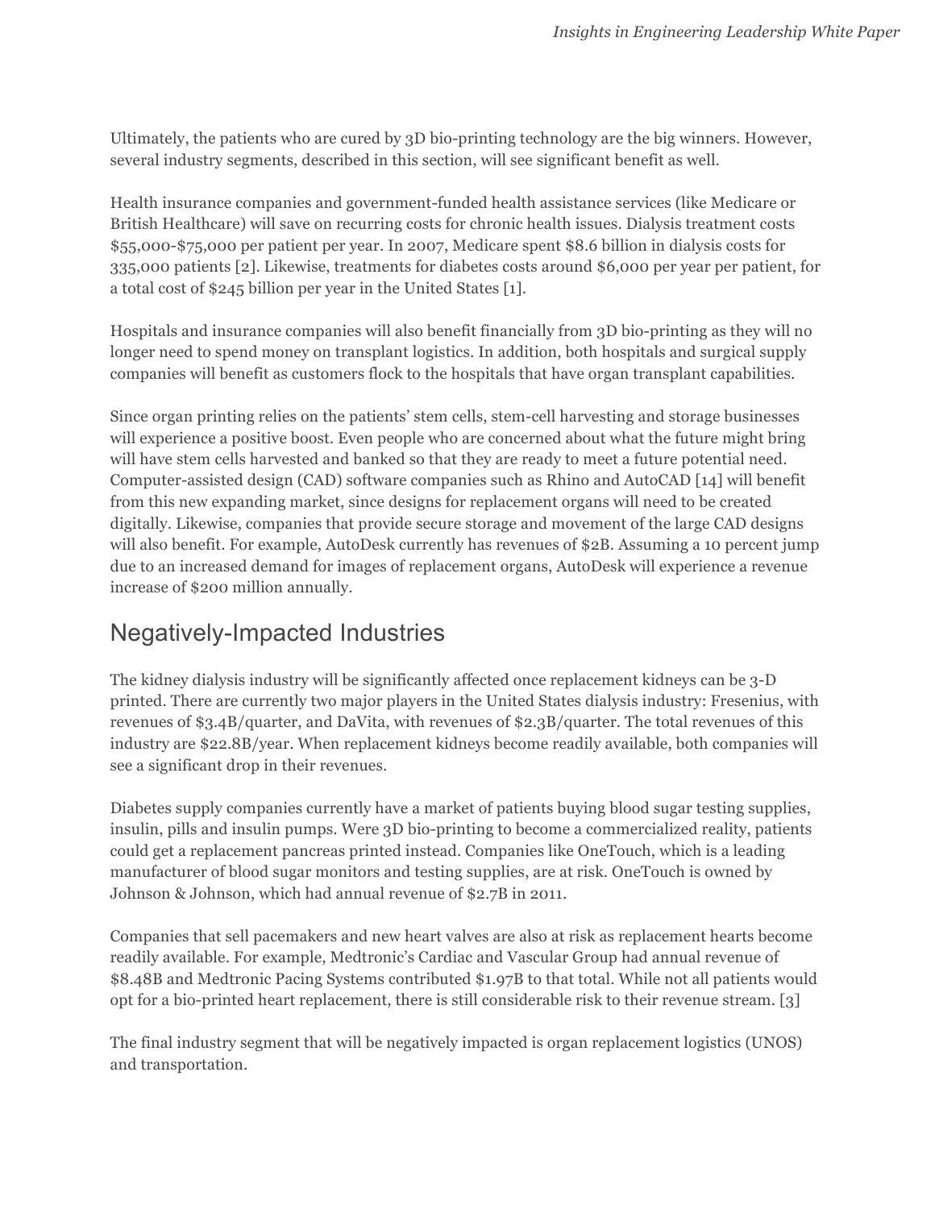Ultimately, the patients who are cured by 3D bio-printing technology are the big winners. However, several industry segments, described in this section, will see significant benefit as well.

Health insurance companies and government-funded health assistance services (like Medicare or British Healthcare) will save on recurring costs for chronic health issues. Dialysis treatment costs $55,000-$75,000 per patient per year. In 2007, Medicare spent $8.6 billion in dialysis costs for 335,000 patients [2]. Likewise, treatments for diabetes costs around $6,000 per year per patient, for a total cost of $245 billion per year in the United States [1].

Hospitals and insurance companies will also benefit financially from 3D bio-printing as they will no longer need to spend money on transplant logistics. In addition, both hospitals and surgical supply companies will benefit as customers flock to the hospitals that have organ transplant capabilities.

Since organ printing relies on the patients' stem cells, stem-cell harvesting and storage businesses will experience a positive boost. Even people who are concerned about what the future might bring will have stem cells harvested and banked so that they are ready to meet a future potential need. Computer-assisted design (CAD) software companies such as Rhino and AutoCAD [14] will benefit from this new expanding market, since designs for replacement organs will need to be created digitally. Likewise, companies that provide secure storage and movement of the large CAD designs will also benefit. For example, AutoDesk currently has revenues of $2B. Assuming a 10 percent jump due to an increased demand for images of replacement organs, AutoDesk will experience a revenue increase of $200 million annually.

## Negatively-Impacted Industries

The kidney dialysis industry will be significantly affected once replacement kidneys can be 3-D printed. There are currently two major players in the United States dialysis industry: Fresenius, with revenues of $3.4B/quarter, and DaVita, with revenues of $2.3B/quarter. The total revenues of this industry are $22.8B/year. When replacement kidneys become readily available, both companies will see a significant drop in their revenues.

Diabetes supply companies currently have a market of patients buying blood sugar testing supplies, insulin, pills and insulin pumps. Were 3D bio-printing to become a commercialized reality, patients could get a replacement pancreas printed instead. Companies like OneTouch, which is a leading manufacturer of blood sugar monitors and testing supplies, are at risk. OneTouch is owned by Johnson & Johnson, which had annual revenue of $2.7B in 2011.

Companies that sell pacemakers and new heart valves are also at risk as replacement hearts become readily available. For example, Medtronic's Cardiac and Vascular Group had annual revenue of $8.48B and Medtronic Pacing Systems contributed $1.97B to that total. While not all patients would opt for a bio-printed heart replacement, there is still considerable risk to their revenue stream. [3]

The final industry segment that will be negatively impacted is organ replacement logistics (UNOS) and transportation.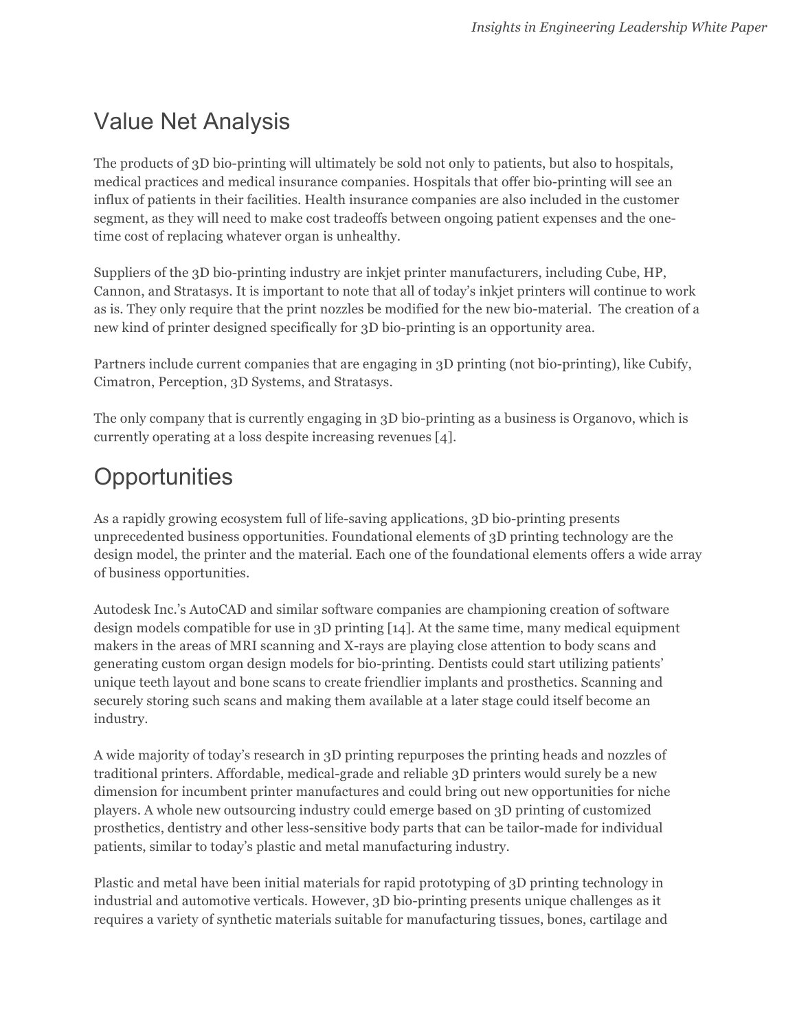## Value Net Analysis

The products of 3D bio-printing will ultimately be sold not only to patients, but also to hospitals, medical practices and medical insurance companies. Hospitals that offer bio-printing will see an influx of patients in their facilities. Health insurance companies are also included in the customer segment, as they will need to make cost tradeoffs between ongoing patient expenses and the one-time cost of replacing whatever organ is unhealthy.

Suppliers of the 3D bio-printing industry are inkjet printer manufacturers, including Cube, HP, Cannon, and Stratasys. It is important to note that all of today's inkjet printers will continue to work as is. They only require that the print nozzles be modified for the new bio-material. The creation of a new kind of printer designed specifically for 3D bio-printing is an opportunity area.

Partners include current companies that are engaging in 3D printing (not bio-printing), like Cubify, Cimatron, Perception, 3D Systems, and Stratasys.

The only company that is currently engaging in 3D bio-printing as a business is Organovo, which is currently operating at a loss despite increasing revenues [4].

## Opportunities

As a rapidly growing ecosystem full of life-saving applications, 3D bio-printing presents unprecedented business opportunities. Foundational elements of 3D printing technology are the design model, the printer and the material. Each one of the foundational elements offers a wide array of business opportunities.

Autodesk Inc.'s AutoCAD and similar software companies are championing creation of software design models compatible for use in 3D printing [14]. At the same time, many medical equipment makers in the areas of MRI scanning and X-rays are playing close attention to body scans and generating custom organ design models for bio-printing. Dentists could start utilizing patients' unique teeth layout and bone scans to create friendlier implants and prosthetics. Scanning and securely storing such scans and making them available at a later stage could itself become an industry.

A wide majority of today's research in 3D printing repurposes the printing heads and nozzles of traditional printers. Affordable, medical-grade and reliable 3D printers would surely be a new dimension for incumbent printer manufactures and could bring out new opportunities for niche players. A whole new outsourcing industry could emerge based on 3D printing of customized prosthetics, dentistry and other less-sensitive body parts that can be tailor-made for individual patients, similar to today's plastic and metal manufacturing industry.

Plastic and metal have been initial materials for rapid prototyping of 3D printing technology in industrial and automotive verticals. However, 3D bio-printing presents unique challenges as it requires a variety of synthetic materials suitable for manufacturing tissues, bones, cartilage and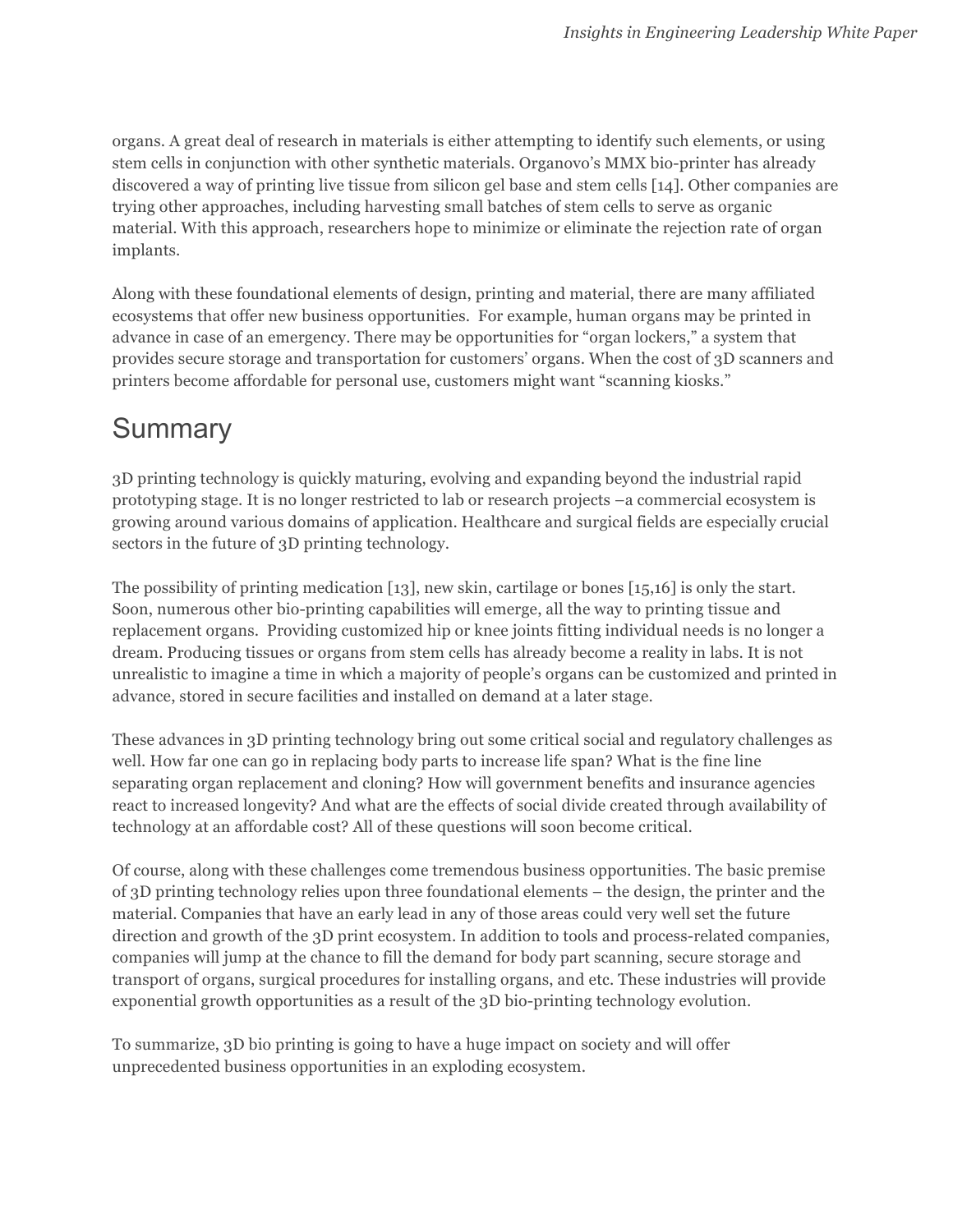organs. A great deal of research in materials is either attempting to identify such elements, or using stem cells in conjunction with other synthetic materials. Organovo's MMX bio-printer has already discovered a way of printing live tissue from silicon gel base and stem cells [14]. Other companies are trying other approaches, including harvesting small batches of stem cells to serve as organic material. With this approach, researchers hope to minimize or eliminate the rejection rate of organ implants.

Along with these foundational elements of design, printing and material, there are many affiliated ecosystems that offer new business opportunities. For example, human organs may be printed in advance in case of an emergency. There may be opportunities for "organ lockers," a system that provides secure storage and transportation for customers' organs. When the cost of 3D scanners and printers become affordable for personal use, customers might want "scanning kiosks."

## Summary

3D printing technology is quickly maturing, evolving and expanding beyond the industrial rapid prototyping stage. It is no longer restricted to lab or research projects –a commercial ecosystem is growing around various domains of application. Healthcare and surgical fields are especially crucial sectors in the future of 3D printing technology.

The possibility of printing medication [13], new skin, cartilage or bones [15,16] is only the start. Soon, numerous other bio-printing capabilities will emerge, all the way to printing tissue and replacement organs. Providing customized hip or knee joints fitting individual needs is no longer a dream. Producing tissues or organs from stem cells has already become a reality in labs. It is not unrealistic to imagine a time in which a majority of people's organs can be customized and printed in advance, stored in secure facilities and installed on demand at a later stage.

These advances in 3D printing technology bring out some critical social and regulatory challenges as well. How far one can go in replacing body parts to increase life span? What is the fine line separating organ replacement and cloning? How will government benefits and insurance agencies react to increased longevity? And what are the effects of social divide created through availability of technology at an affordable cost? All of these questions will soon become critical.

Of course, along with these challenges come tremendous business opportunities. The basic premise of 3D printing technology relies upon three foundational elements – the design, the printer and the material. Companies that have an early lead in any of those areas could very well set the future direction and growth of the 3D print ecosystem. In addition to tools and process-related companies, companies will jump at the chance to fill the demand for body part scanning, secure storage and transport of organs, surgical procedures for installing organs, and etc. These industries will provide exponential growth opportunities as a result of the 3D bio-printing technology evolution.

To summarize, 3D bio printing is going to have a huge impact on society and will offer unprecedented business opportunities in an exploding ecosystem.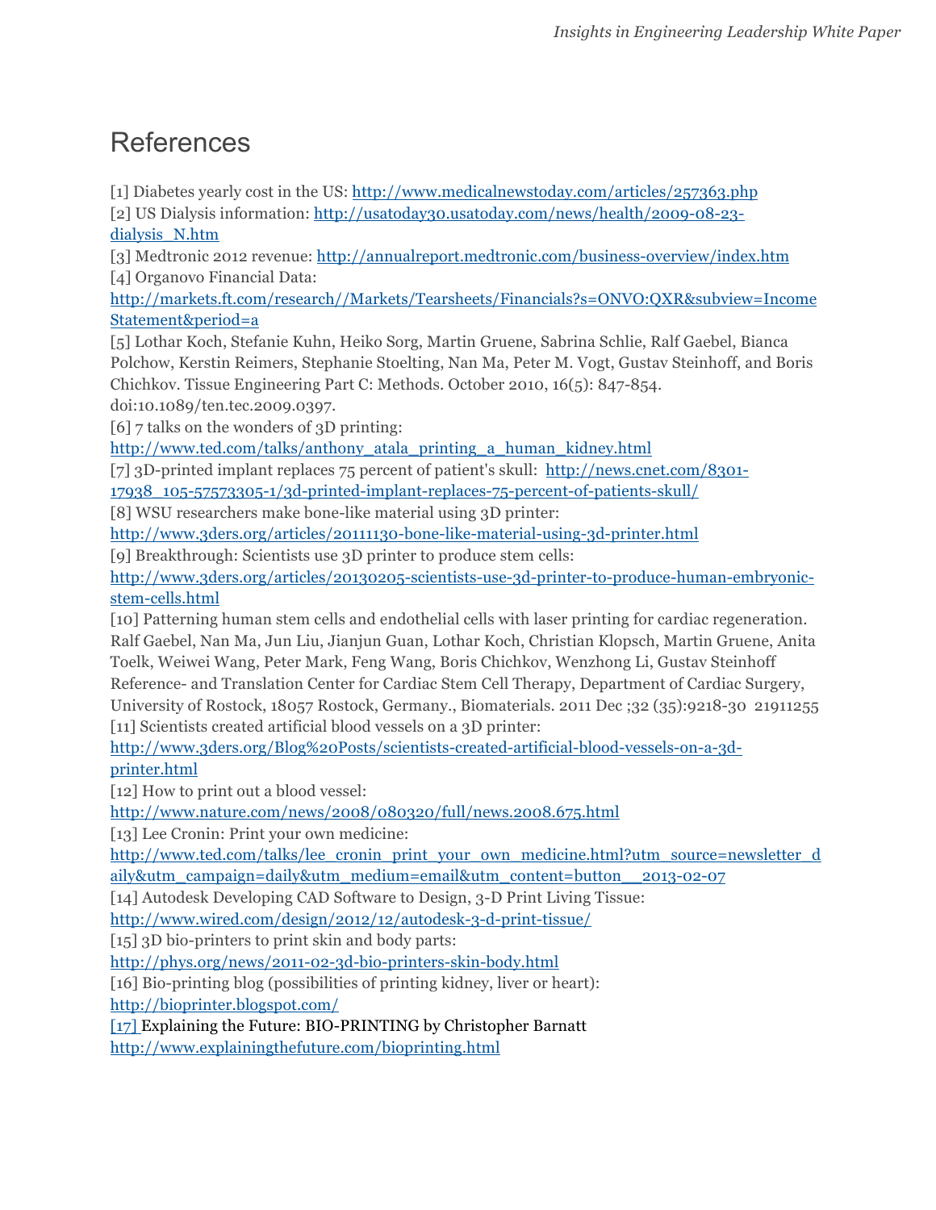# References

[1] Diabetes yearly cost in the US: http://www.medicalnewstoday.com/articles/257363.php
[2] US Dialysis information: http://usatoday30.usatoday.com/news/health/2009-08-23-dialysis_N.htm
[3] Medtronic 2012 revenue: http://annualreport.medtronic.com/business-overview/index.htm
[4] Organovo Financial Data: http://markets.ft.com/research//Markets/Tearsheets/Financials?s=ONVO:QXR&subview=IncomeStatement&period=a
[5] Lothar Koch, Stefanie Kuhn, Heiko Sorg, Martin Gruene, Sabrina Schlie, Ralf Gaebel, Bianca Polchow, Kerstin Reimers, Stephanie Stoelting, Nan Ma, Peter M. Vogt, Gustav Steinhoff, and Boris Chichkov. Tissue Engineering Part C: Methods. October 2010, 16(5): 847-854. doi:10.1089/ten.tec.2009.0397.
[6] 7 talks on the wonders of 3D printing: http://www.ted.com/talks/anthony_atala_printing_a_human_kidney.html
[7] 3D-printed implant replaces 75 percent of patient's skull: http://news.cnet.com/8301-17938_105-57573305-1/3d-printed-implant-replaces-75-percent-of-patients-skull/
[8] WSU researchers make bone-like material using 3D printer: http://www.3ders.org/articles/20111130-bone-like-material-using-3d-printer.html
[9] Breakthrough: Scientists use 3D printer to produce stem cells: http://www.3ders.org/articles/20130205-scientists-use-3d-printer-to-produce-human-embryonic-stem-cells.html
[10] Patterning human stem cells and endothelial cells with laser printing for cardiac regeneration. Ralf Gaebel, Nan Ma, Jun Liu, Jianjun Guan, Lothar Koch, Christian Klopsch, Martin Gruene, Anita Toelk, Weiwei Wang, Peter Mark, Feng Wang, Boris Chichkov, Wenzhong Li, Gustav Steinhoff Reference- and Translation Center for Cardiac Stem Cell Therapy, Department of Cardiac Surgery, University of Rostock, 18057 Rostock, Germany., Biomaterials. 2011 Dec ;32 (35):9218-30 21911255
[11] Scientists created artificial blood vessels on a 3D printer: http://www.3ders.org/Blog%20Posts/scientists-created-artificial-blood-vessels-on-a-3d-printer.html
[12] How to print out a blood vessel: http://www.nature.com/news/2008/080320/full/news.2008.675.html
[13] Lee Cronin: Print your own medicine: http://www.ted.com/talks/lee_cronin_print_your_own_medicine.html?utm_source=newsletter_daily&utm_campaign=daily&utm_medium=email&utm_content=button__2013-02-07
[14] Autodesk Developing CAD Software to Design, 3-D Print Living Tissue: http://www.wired.com/design/2012/12/autodesk-3-d-print-tissue/
[15] 3D bio-printers to print skin and body parts: http://phys.org/news/2011-02-3d-bio-printers-skin-body.html
[16] Bio-printing blog (possibilities of printing kidney, liver or heart): http://bioprinter.blogspot.com/
[17] Explaining the Future: BIO-PRINTING by Christopher Barnatt http://www.explainingthefuture.com/bioprinting.html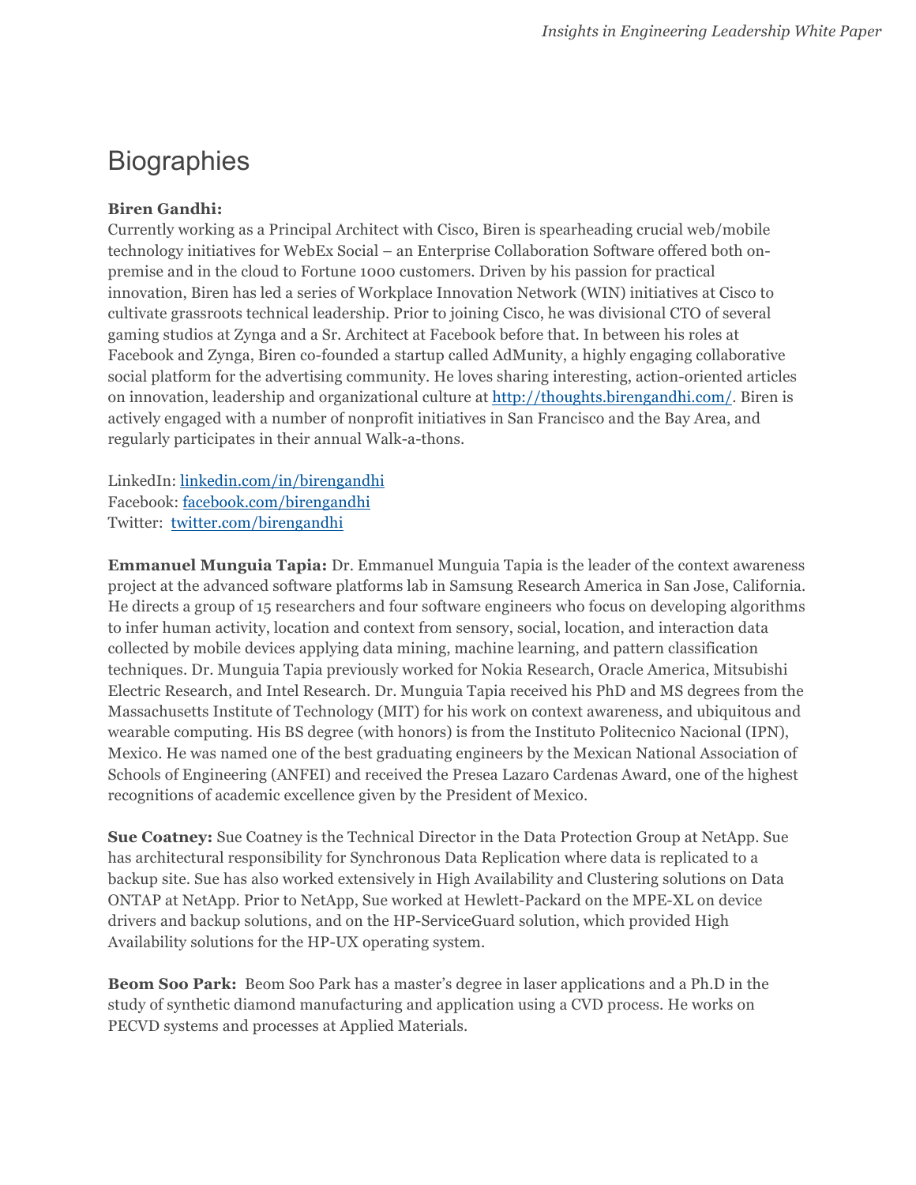# Biographies

**Biren Gandhi:**
Currently working as a Principal Architect with Cisco, Biren is spearheading crucial web/mobile technology initiatives for WebEx Social – an Enterprise Collaboration Software offered both on-premise and in the cloud to Fortune 1000 customers. Driven by his passion for practical innovation, Biren has led a series of Workplace Innovation Network (WIN) initiatives at Cisco to cultivate grassroots technical leadership. Prior to joining Cisco, he was divisional CTO of several gaming studios at Zynga and a Sr. Architect at Facebook before that. In between his roles at Facebook and Zynga, Biren co-founded a startup called AdMunity, a highly engaging collaborative social platform for the advertising community. He loves sharing interesting, action-oriented articles on innovation, leadership and organizational culture at http://thoughts.birengandhi.com/. Biren is actively engaged with a number of nonprofit initiatives in San Francisco and the Bay Area, and regularly participates in their annual Walk-a-thons.

LinkedIn: linkedin.com/in/birengandhi
Facebook: facebook.com/birengandhi
Twitter: twitter.com/birengandhi

**Emmanuel Munguia Tapia:** Dr. Emmanuel Munguia Tapia is the leader of the context awareness project at the advanced software platforms lab in Samsung Research America in San Jose, California. He directs a group of 15 researchers and four software engineers who focus on developing algorithms to infer human activity, location and context from sensory, social, location, and interaction data collected by mobile devices applying data mining, machine learning, and pattern classification techniques. Dr. Munguia Tapia previously worked for Nokia Research, Oracle America, Mitsubishi Electric Research, and Intel Research. Dr. Munguia Tapia received his PhD and MS degrees from the Massachusetts Institute of Technology (MIT) for his work on context awareness, and ubiquitous and wearable computing. His BS degree (with honors) is from the Instituto Politecnico Nacional (IPN), Mexico. He was named one of the best graduating engineers by the Mexican National Association of Schools of Engineering (ANFEI) and received the Presea Lazaro Cardenas Award, one of the highest recognitions of academic excellence given by the President of Mexico.

**Sue Coatney:** Sue Coatney is the Technical Director in the Data Protection Group at NetApp. Sue has architectural responsibility for Synchronous Data Replication where data is replicated to a backup site. Sue has also worked extensively in High Availability and Clustering solutions on Data ONTAP at NetApp. Prior to NetApp, Sue worked at Hewlett-Packard on the MPE-XL on device drivers and backup solutions, and on the HP-ServiceGuard solution, which provided High Availability solutions for the HP-UX operating system.

**Beom Soo Park:** Beom Soo Park has a master's degree in laser applications and a Ph.D in the study of synthetic diamond manufacturing and application using a CVD process. He works on PECVD systems and processes at Applied Materials.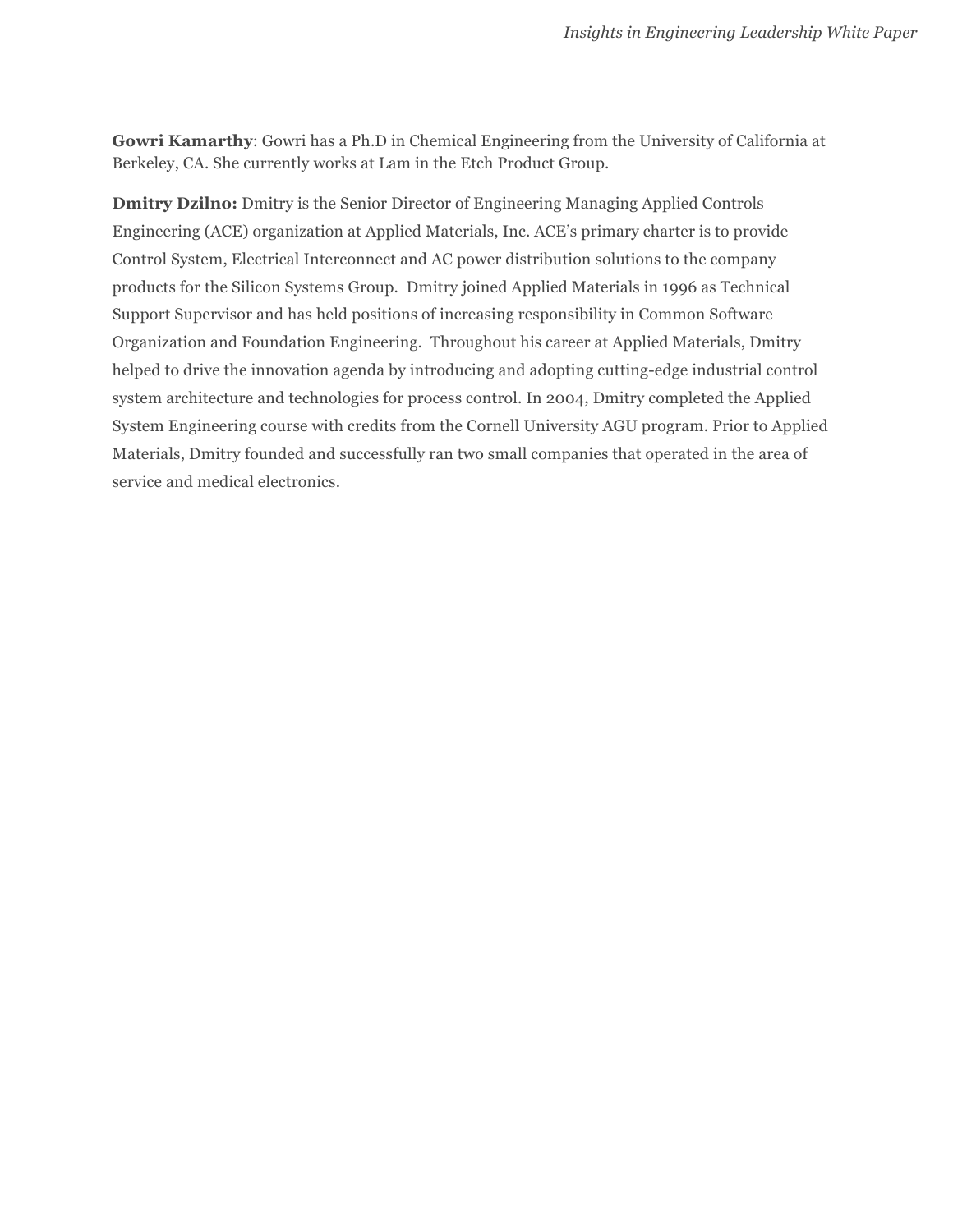**Gowri Kamarthy**: Gowri has a Ph.D in Chemical Engineering from the University of California at Berkeley, CA. She currently works at Lam in the Etch Product Group.

**Dmitry Dzilno:** Dmitry is the Senior Director of Engineering Managing Applied Controls Engineering (ACE) organization at Applied Materials, Inc. ACE's primary charter is to provide Control System, Electrical Interconnect and AC power distribution solutions to the company products for the Silicon Systems Group. Dmitry joined Applied Materials in 1996 as Technical Support Supervisor and has held positions of increasing responsibility in Common Software Organization and Foundation Engineering. Throughout his career at Applied Materials, Dmitry helped to drive the innovation agenda by introducing and adopting cutting-edge industrial control system architecture and technologies for process control. In 2004, Dmitry completed the Applied System Engineering course with credits from the Cornell University AGU program. Prior to Applied Materials, Dmitry founded and successfully ran two small companies that operated in the area of service and medical electronics.